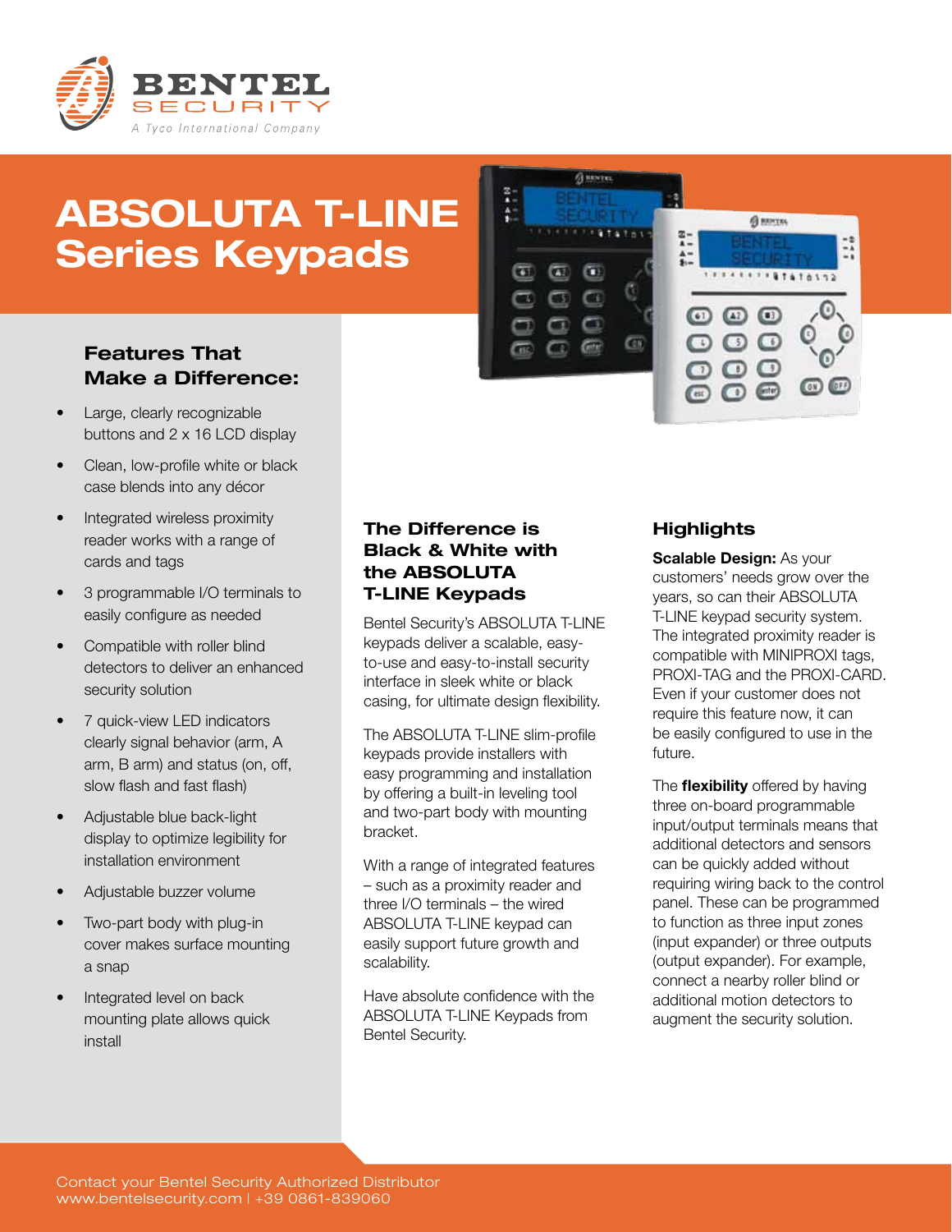BENTEL SECURITY

A Tyco International Company

# ABSOLUTA T-LINE Series Keypads

## Features That Make a Difference:

- Large, clearly recognizable buttons and 2 x 16 LCD display
- Clean, low-profile white or black case blends into any décor
- Integrated wireless proximity reader works with a range of cards and tags
- 3 programmable I/O terminals to easily configure as needed
- Compatible with roller blind detectors to deliver an enhanced security solution
- 7 quick-view LED indicators clearly signal behavior (arm, A arm, B arm) and status (on, off, slow flash and fast flash)
- Adjustable blue back-light display to optimize legibility for installation environment
- Adjustable buzzer volume
- Two-part body with plug-in cover makes surface mounting a snap
- Integrated level on back mounting plate allows quick install

## The Difference is Black & White with the ABSOLUTA T-LINE Keypads

Bentel Security's ABSOLUTA T-LINE keypads deliver a scalable, easy-to-use and easy-to-install security interface in sleek white or black casing, for ultimate design flexibility.

The ABSOLUTA T-LINE slim-profile keypads provide installers with easy programming and installation by offering a built-in leveling tool and two-part body with mounting bracket.

With a range of integrated features – such as a proximity reader and three I/O terminals – the wired ABSOLUTA T-LINE keypad can easily support future growth and scalability.

Have absolute confidence with the ABSOLUTA T-LINE Keypads from Bentel Security.

## Highlights

**Scalable Design:** As your customers' needs grow over the years, so can their ABSOLUTA T-LINE keypad security system. The integrated proximity reader is compatible with MINIPROXI tags, PROXI-TAG and the PROXI-CARD. Even if your customer does not require this feature now, it can be easily configured to use in the future.

The **flexibility** offered by having three on-board programmable input/output terminals means that additional detectors and sensors can be quickly added without requiring wiring back to the control panel. These can be programmed to function as three input zones (input expander) or three outputs (output expander). For example, connect a nearby roller blind or additional motion detectors to augment the security solution.

Contact your Bentel Security Authorized Distributor
www.bentelsecurity.com | +39 0861-839060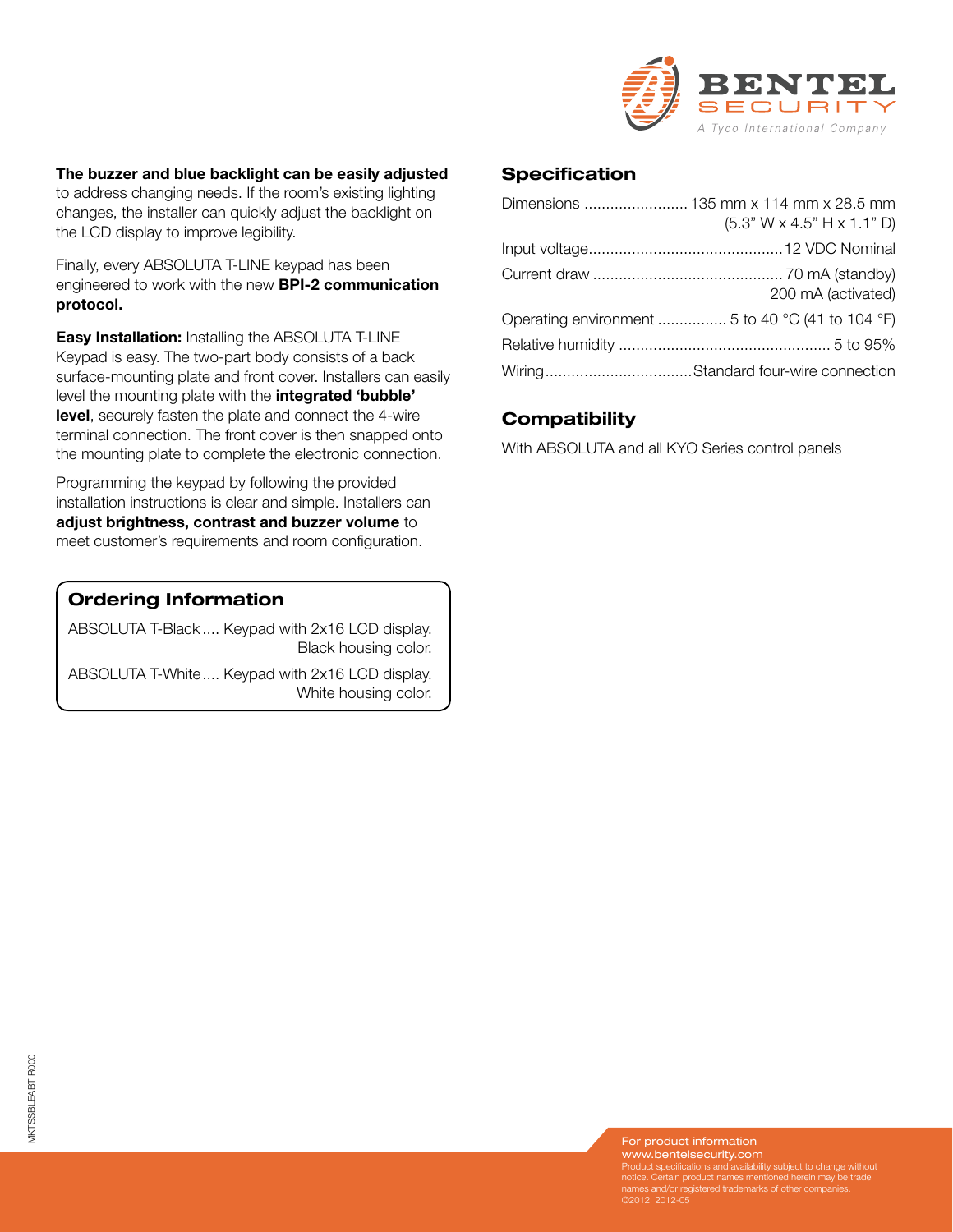**The buzzer and blue backlight can be easily adjusted** to address changing needs. If the room's existing lighting changes, the installer can quickly adjust the backlight on the LCD display to improve legibility.

Finally, every ABSOLUTA T-LINE keypad has been engineered to work with the new **BPI-2 communication protocol.**

**Easy Installation:** Installing the ABSOLUTA T-LINE Keypad is easy. The two-part body consists of a back surface-mounting plate and front cover. Installers can easily level the mounting plate with the **integrated 'bubble' level**, securely fasten the plate and connect the 4-wire terminal connection. The front cover is then snapped onto the mounting plate to complete the electronic connection.

Programming the keypad by following the provided installation instructions is clear and simple. Installers can **adjust brightness, contrast and buzzer volume** to meet customer's requirements and room configuration.

## Ordering Information

ABSOLUTA T-Black .... Keypad with 2x16 LCD display. Black housing color.

ABSOLUTA T-White .... Keypad with 2x16 LCD display. White housing color.

## Specification

| | |
|---|---|
| Dimensions | 135 mm x 114 mm x 28.5 mm (5.3" W x 4.5" H x 1.1" D) |
| Input voltage | 12 VDC Nominal |
| Current draw | 70 mA (standby) 200 mA (activated) |
| Operating environment | 5 to 40 °C (41 to 104 °F) |
| Relative humidity | 5 to 95% |
| Wiring | Standard four-wire connection |

## Compatibility

With ABSOLUTA and all KYO Series control panels

MKTSSBLEABT R000

For product information
www.bentelsecurity.com
Product specifications and availability subject to change without notice. Certain product names mentioned herein may be trade names and/or registered trademarks of other companies.
©2012 2012-05